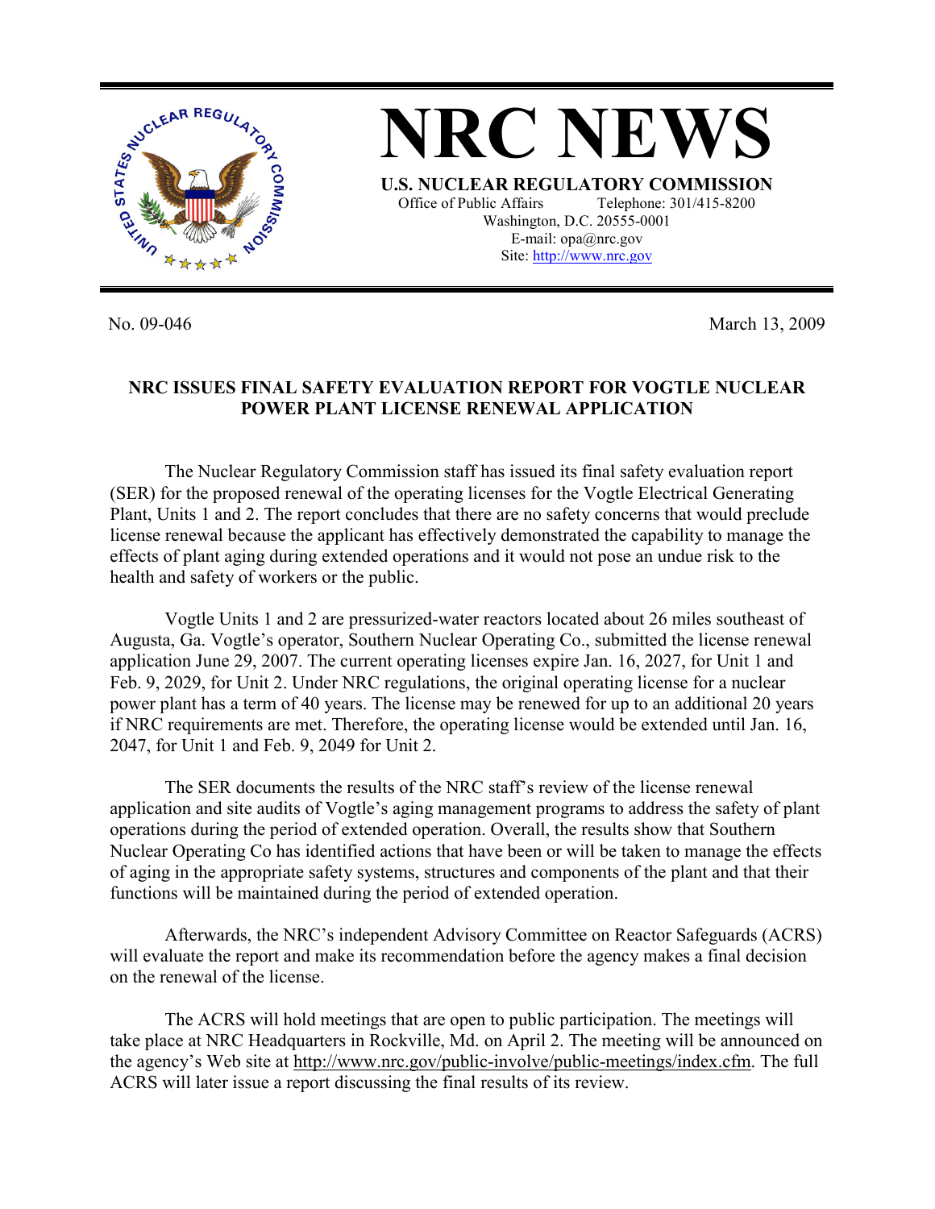# NRC NEWS

**U.S. NUCLEAR REGULATORY COMMISSION**

Office of Public Affairs Telephone: 301/415-8200
Washington, D.C. 20555-0001
E-mail: opa@nrc.gov
Site: http://www.nrc.gov

No. 09-046 March 13, 2009

## NRC ISSUES FINAL SAFETY EVALUATION REPORT FOR VOGTLE NUCLEAR POWER PLANT LICENSE RENEWAL APPLICATION

The Nuclear Regulatory Commission staff has issued its final safety evaluation report (SER) for the proposed renewal of the operating licenses for the Vogtle Electrical Generating Plant, Units 1 and 2. The report concludes that there are no safety concerns that would preclude license renewal because the applicant has effectively demonstrated the capability to manage the effects of plant aging during extended operations and it would not pose an undue risk to the health and safety of workers or the public.

Vogtle Units 1 and 2 are pressurized-water reactors located about 26 miles southeast of Augusta, Ga. Vogtle's operator, Southern Nuclear Operating Co., submitted the license renewal application June 29, 2007. The current operating licenses expire Jan. 16, 2027, for Unit 1 and Feb. 9, 2029, for Unit 2. Under NRC regulations, the original operating license for a nuclear power plant has a term of 40 years. The license may be renewed for up to an additional 20 years if NRC requirements are met. Therefore, the operating license would be extended until Jan. 16, 2047, for Unit 1 and Feb. 9, 2049 for Unit 2.

The SER documents the results of the NRC staff's review of the license renewal application and site audits of Vogtle's aging management programs to address the safety of plant operations during the period of extended operation. Overall, the results show that Southern Nuclear Operating Co has identified actions that have been or will be taken to manage the effects of aging in the appropriate safety systems, structures and components of the plant and that their functions will be maintained during the period of extended operation.

Afterwards, the NRC's independent Advisory Committee on Reactor Safeguards (ACRS) will evaluate the report and make its recommendation before the agency makes a final decision on the renewal of the license.

The ACRS will hold meetings that are open to public participation. The meetings will take place at NRC Headquarters in Rockville, Md. on April 2. The meeting will be announced on the agency's Web site at http://www.nrc.gov/public-involve/public-meetings/index.cfm. The full ACRS will later issue a report discussing the final results of its review.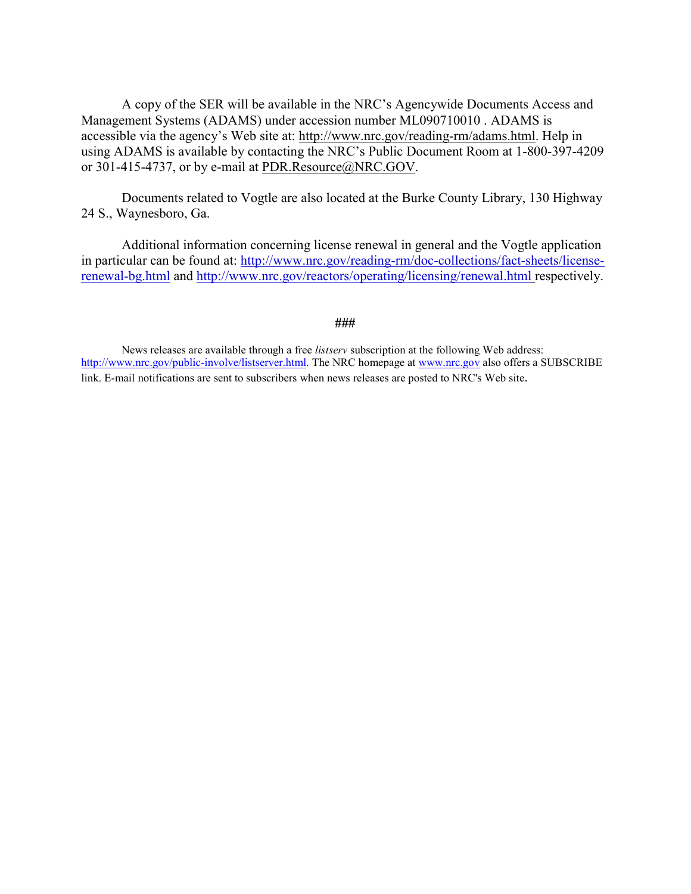A copy of the SER will be available in the NRC's Agencywide Documents Access and Management Systems (ADAMS) under accession number ML090710010 . ADAMS is accessible via the agency's Web site at: http://www.nrc.gov/reading-rm/adams.html. Help in using ADAMS is available by contacting the NRC's Public Document Room at 1-800-397-4209 or 301-415-4737, or by e-mail at PDR.Resource@NRC.GOV.

Documents related to Vogtle are also located at the Burke County Library, 130 Highway 24 S., Waynesboro, Ga.

Additional information concerning license renewal in general and the Vogtle application in particular can be found at: http://www.nrc.gov/reading-rm/doc-collections/fact-sheets/license-renewal-bg.html and http://www.nrc.gov/reactors/operating/licensing/renewal.html respectively.

###

News releases are available through a free *listserv* subscription at the following Web address: http://www.nrc.gov/public-involve/listserver.html. The NRC homepage at www.nrc.gov also offers a SUBSCRIBE link. E-mail notifications are sent to subscribers when news releases are posted to NRC's Web site.